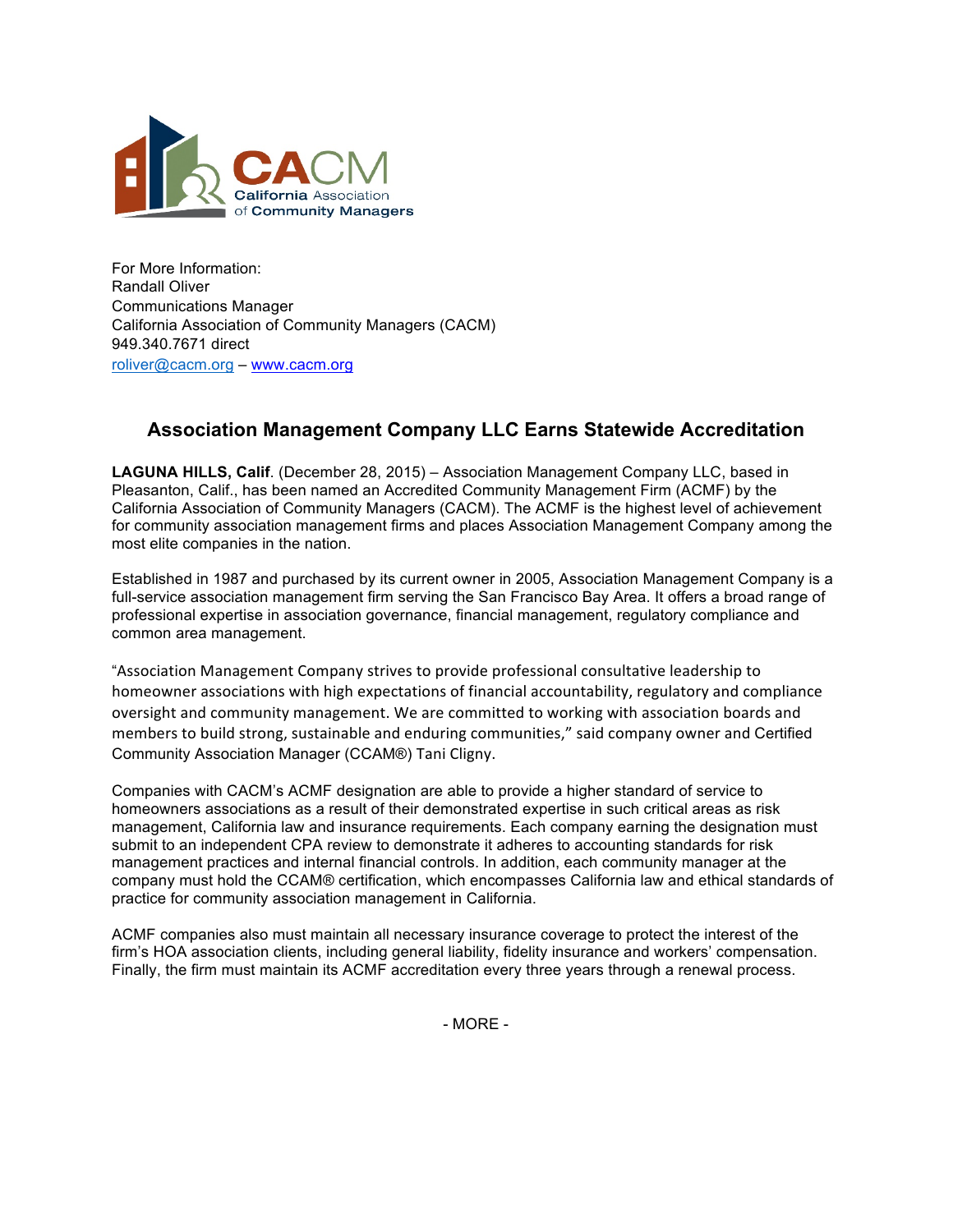CACM
California Association of Community Managers

For More Information:
Randall Oliver
Communications Manager
California Association of Community Managers (CACM)
949.340.7671 direct
roliver@cacm.org – www.cacm.org

## Association Management Company LLC Earns Statewide Accreditation

**LAGUNA HILLS, Calif**. (December 28, 2015) – Association Management Company LLC, based in Pleasanton, Calif., has been named an Accredited Community Management Firm (ACMF) by the California Association of Community Managers (CACM). The ACMF is the highest level of achievement for community association management firms and places Association Management Company among the most elite companies in the nation.

Established in 1987 and purchased by its current owner in 2005, Association Management Company is a full-service association management firm serving the San Francisco Bay Area. It offers a broad range of professional expertise in association governance, financial management, regulatory compliance and common area management.

"Association Management Company strives to provide professional consultative leadership to homeowner associations with high expectations of financial accountability, regulatory and compliance oversight and community management. We are committed to working with association boards and members to build strong, sustainable and enduring communities," said company owner and Certified Community Association Manager (CCAM®) Tani Cligny.

Companies with CACM's ACMF designation are able to provide a higher standard of service to homeowners associations as a result of their demonstrated expertise in such critical areas as risk management, California law and insurance requirements. Each company earning the designation must submit to an independent CPA review to demonstrate it adheres to accounting standards for risk management practices and internal financial controls. In addition, each community manager at the company must hold the CCAM® certification, which encompasses California law and ethical standards of practice for community association management in California.

ACMF companies also must maintain all necessary insurance coverage to protect the interest of the firm's HOA association clients, including general liability, fidelity insurance and workers' compensation. Finally, the firm must maintain its ACMF accreditation every three years through a renewal process.

- MORE -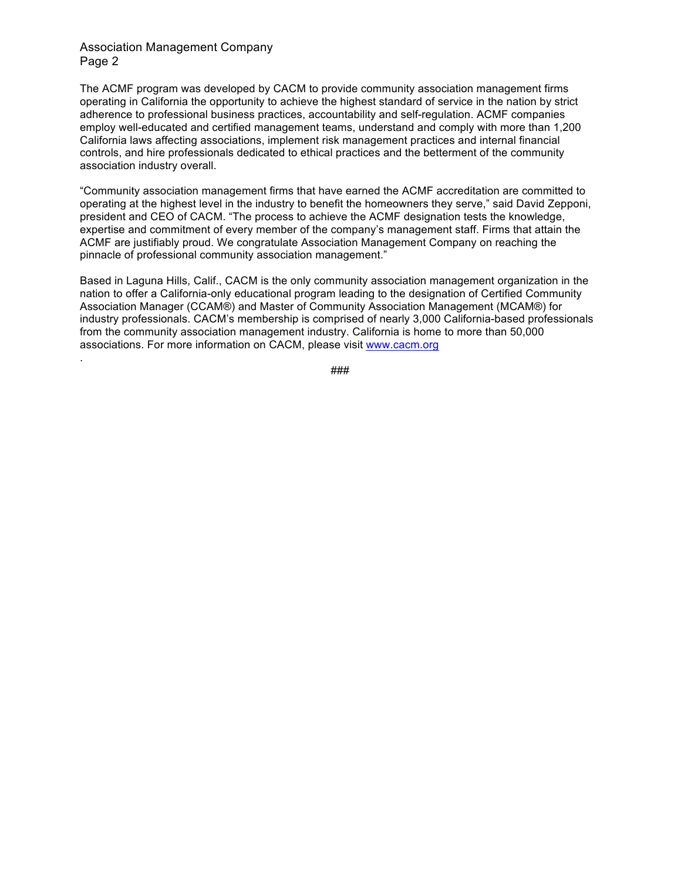The ACMF program was developed by CACM to provide community association management firms operating in California the opportunity to achieve the highest standard of service in the nation by strict adherence to professional business practices, accountability and self-regulation. ACMF companies employ well-educated and certified management teams, understand and comply with more than 1,200 California laws affecting associations, implement risk management practices and internal financial controls, and hire professionals dedicated to ethical practices and the betterment of the community association industry overall.

"Community association management firms that have earned the ACMF accreditation are committed to operating at the highest level in the industry to benefit the homeowners they serve," said David Zepponi, president and CEO of CACM. "The process to achieve the ACMF designation tests the knowledge, expertise and commitment of every member of the company's management staff. Firms that attain the ACMF are justifiably proud. We congratulate Association Management Company on reaching the pinnacle of professional community association management."

Based in Laguna Hills, Calif., CACM is the only community association management organization in the nation to offer a California-only educational program leading to the designation of Certified Community Association Manager (CCAM®) and Master of Community Association Management (MCAM®) for industry professionals. CACM's membership is comprised of nearly 3,000 California-based professionals from the community association management industry. California is home to more than 50,000 associations. For more information on CACM, please visit [www.cacm.org](http://www.cacm.org)
.

###